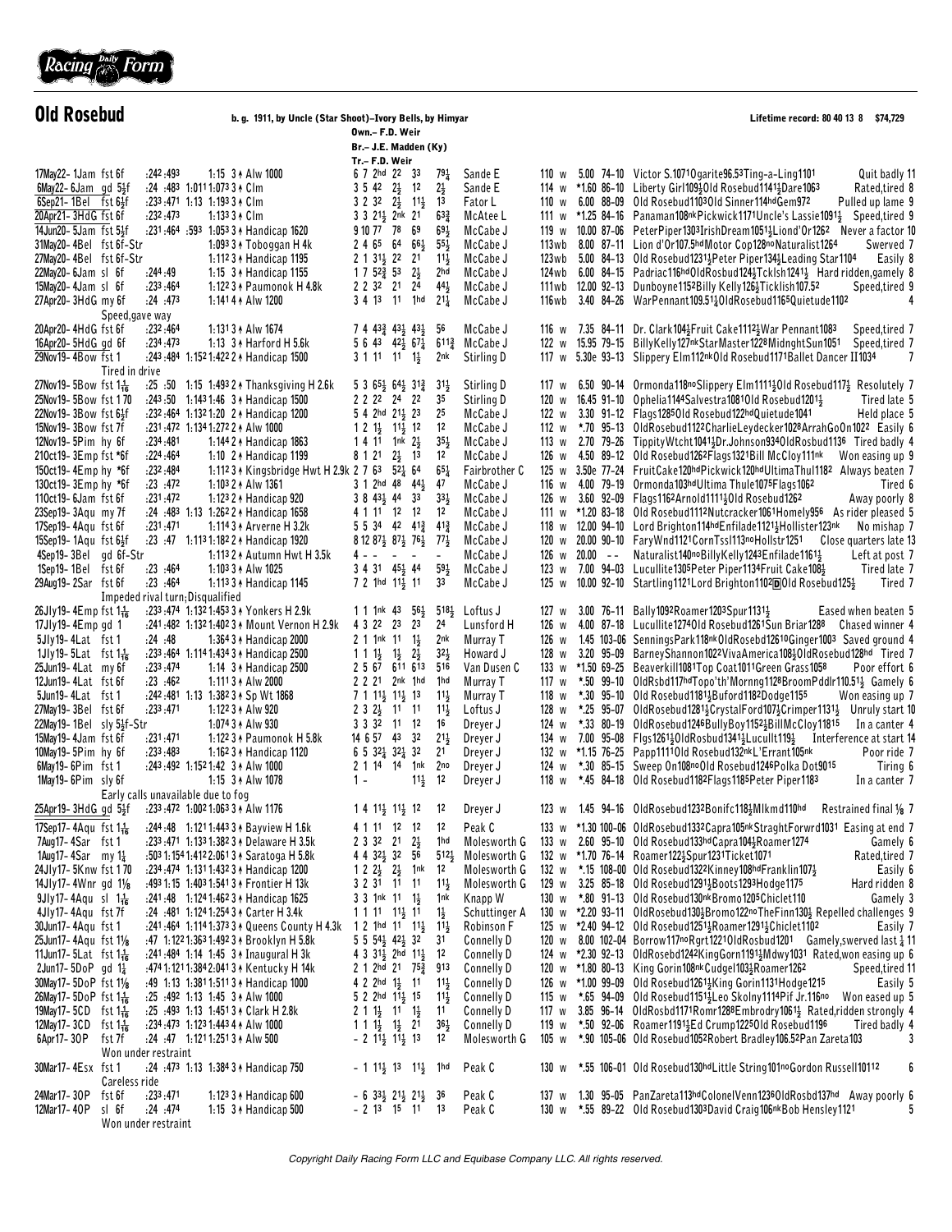# Old Rosebud

b. g. 1911, by Uncle (Star Shoot)–Ivory Bells, by Himyar

Own.– F.D. Weir
Br.– J.E. Madden (Ky)
Tr.– F.D. Weir

Lifetime record: 80 40 13 8 $74,729

| Date/Track | Cond/Dist | Fractions | Race | PP/Calls | Fin | Jockey | Wt | Odds | Sp | Top Finishers | Comment |
|---|---|---|---|---|---|---|---|---|---|---|---|
| 17May22- 1Jam | fst 6f | :24² :49³ 1:15 | 3↑ Alw 1000 | 6 7 2hd 2² 3³ | 7⁹¼ | Sande E | 110 w | 5.00 | 74-10 | Victor S.1071Ogarite96.53Ting-a-Ling1101 | Quit badly 11 |
| 6May22- 6Jam | gd 5½f | :24 :48³ 1:01¹ 1:07³ | 3↑ Clm | 3 5 4² 2½ 1² | 2½ | Sande E | 114 w | *1.60 | 86-10 | Liberty Girl109½Old Rosebud1141½Dare1063 | Rated,tired 8 |
| 6Sep21- 1Bel | fst 6½f | :23³ :47¹ 1:13 1:19³ | 3↑ Clm | 3 2 3² 2½ 1½ | 1³ | Fator L | 110 w | 6.00 | 88-09 | Old Rosebud1103Old Sinner114hdGem972 | Pulled up lame 9 |
| 20Apr21- 3HdG | fst 6f | :23² :47³ 1:13³ | 3↑ Clm | 3 3 2¹½ 2nk 2¹ | 6³¾ | McAtee L | 111 w | *1.25 | 84-16 | Panaman108nkPickwick1171Uncle's Lassie1091½ | Speed,tired 9 |
| 14Jun20- 5Jam | fst 5½f | :23¹ :46⁴ :59³ 1:05³ | 3↑ Handicap 1620 | 9 10 7⁷ 7⁸ 6⁹ | 6⁹½ | McCabe J | 119 w | 10.00 | 87-06 | PeterPiper1303IrishDream1051½Liond'Or1262 | Never a factor 10 |
| 31May20- 4Bel | fst 6f-Str | 1:09³ | 3↑ Toboggan H 4k | 2 4 6⁵ 6⁴ 6⁶½ | 5⁵½ | McCabe J | 113wb | 8.00 | 87-11 | Lion d'Or107.5hdMotor Cop128noNaturalist1264 | Swerved 7 |
| 27May20- 4Bel | fst 6f-Str | 1:11² | 3↑ Handicap 1195 | 2 1 3¹½ 2² 2¹ | 1¹½ | McCabe J | 123wb | 5.00 | 84-13 | Old Rosebud1231½Peter Piper134½Leading Star1104 | Easily 8 |
| 22May20- 6Jam | sl 6f | :24⁴ :49 1:15 | 3↑ Handicap 1155 | 1 7 5²¾ 5³ 2½ | 2hd | McCabe J | 124wb | 6.00 | 84-15 | Padriac116hdOldRosebud124½Tcklsh1241½ | Hard ridden,gamely 8 |
| 15May20- 4Jam | sl 6f | :23³ :46⁴ 1:12² | 3↑ Paumonok H 4.8k | 2 2 3² 2¹ 2⁴ | 4⁴½ | McCabe J | 111wb | 12.00 | 92-13 | Dunboyne1152Billy Kelly126½Ticklish107.52 | Speed,tired 9 |
| 27Apr20- 3HdG | my 6f | :24 :47³ 1:14¹ | 4↑ Alw 1200 | 3 4 1³ 1¹ 1hd | 2¹¼ | McCabe J | 116wb | 3.40 | 84-26 | WarPennant109.51½OldRosebud1165Quietude1102 | 4 |
| | | | | | | | | | | Speed,gave way | |
| 20Apr20- 4HdG | fst 6f | :23² :46⁴ 1:13¹ | 3↑ Alw 1674 | 7 4 4³¾ 4³½ 4³½ | 5⁶ | McCabe J | 116 w | 7.35 | 84-11 | Dr. Clark104½Fruit Cake1112½War Pennant1083 | Speed,tired 7 |
| 16Apr20- 5HdG | gd 6f | :23⁴ :47³ 1:13 | 3↑ Harford H 5.6k | 5 6 4³ 4²½ 6⁷¼ | 6¹¹¾ | McCabe J | 122 w | 15.95 | 79-15 | BillyKelly127nkStarMaster1228MidnghtSun1051 | Speed,tired 7 |
| 29Nov19- 4Bow | fst 1 | :24³ :48⁴ 1:15² 1:42² | 2↑ Handicap 1500 | 3 1 1¹ 1¹ 1½ | 2nk | Stirling D | 117 w | 5.30e | 93-13 | Slippery Elm112nkOld Rosebud1171Ballet Dancer II1034 | 7 |
| | | | | | | | | | | Tired in drive | |
| 27Nov19- 5Bow | fst 1⅛ | :25 :50 1:15 1:49³ | 2↑ Thanksgiving H 2.6k | 5 3 6⁵½ 6⁴½ 3¹¾ | 3¹½ | Stirling D | 117 w | 6.50 | 90-14 | Ormonda118noSlippery Elm1111½Old Rosebud117½ | Resolutely 7 |
| 25Nov19- 5Bow | fst 1 70 | :24³ :50 1:14³ 1:46 | 3↑ Handicap 1500 | 2 2 2² 2⁴ 2² | 3⁵ | Stirling D | 120 w | 16.45 | 91-10 | Ophelia1144Salvestra1081Old Rosebud1201½ | Tired late 5 |
| 22Nov19- 3Bow | fst 6½f | :23² :46⁴ 1:13² 1:20 | 2↑ Handicap 1200 | 5 4 2hd 2¹½ 2³ | 2⁵ | McCabe J | 122 w | 3.30 | 91-12 | Flags1285Old Rosebud122hdQuietude1041 | Held place 5 |
| 15Nov19- 3Bow | fst 7f | :23¹ :47² 1:13⁴ 1:27² | 2↑ Alw 1000 | 1 2 1½ 1¹½ 1² | 1² | McCabe J | 112 w | *.70 | 95-13 | OldRosebud1122CharlieLeydecker1028ArrahGoOn1022 | Easily 6 |
| 12Nov19- 5Pim | hy 6f | :23⁴ :48¹ 1:14⁴ | 2↑ Handicap 1863 | 1 4 1¹ 1nk 2½ | 3⁵½ | McCabe J | 113 w | 2.70 | 79-26 | TippityWtcht1041½Dr.Johnson934OldRosebud1136 | Tired badly 4 |
| 21Oct19- 3Emp | fst *6f | :22⁴ :46⁴ 1:10 | 2↑ Handicap 1199 | 8 1 2¹ 2½ 1³ | 1² | McCabe J | 126 w | 4.50 | 89-12 | Old Rosebud1262Flags1321Bill McCloy111nk | Won easing up 9 |
| 15Oct19- 4Emp | hy *6f | :23² :48⁴ 1:11² | 3↑ Kingsbridge Hwt H 2.9k | 2 7 6³ 5²¼ 6⁴ | 6⁵¼ | Fairbrother C | 125 w | 3.50e | 77-24 | FruitCake120hdPickwick120hdUltimaThul1182 | Always beaten 7 |
| 13Oct19- 3Emp | hy *6f | :23 :47² 1:10³ | 2↑ Alw 1361 | 3 1 2hd 4⁸ 4⁴½ | 4⁷ | McCabe J | 116 w | 4.00 | 79-19 | Ormonda103hdUltima Thule1075Flags1062 | Tired 6 |
| 11Oct19- 6Jam | fst 6f | :23¹ :47² 1:12³ | 2↑ Handicap 920 | 3 8 4³½ 4⁴ 3³ | 3³½ | McCabe J | 126 w | 3.60 | 92-09 | Flags1162Arnold1111½Old Rosebud1262 | Away poorly 8 |
| 23Sep19- 3Aqu | my 7f | :24 :48³ 1:13 1:26² | 2↑ Handicap 1658 | 4 1 1¹ 1² 1² | 1² | McCabe J | 111 w | *1.20 | 83-18 | Old Rosebud1112Nutcracker1061Homely956 | As rider pleased 5 |
| 17Sep19- 4Aqu | fst 6f | :23¹ :47¹ 1:11⁴ | 3↑ Arverne H 3.2k | 5 5 3⁴ 4² 4¹¾ | 4¹¾ | McCabe J | 118 w | 12.00 | 94-10 | Lord Brighton114hdEnfilade1121½Hollister123nk | No mishap 7 |
| 15Sep19- 1Aqu | fst 6½f | :23 :47 1:11³ 1:18² | 2↑ Handicap 1920 | 8 12 8⁷½ 8⁷½ 7⁶½ | 7⁷½ | McCabe J | 120 w | 20.00 | 90-10 | FaryWnd1121CornTssl113noHollstr1251 | Close quarters late 13 |
| 4Sep19- 3Bel | gd 6f-Str | 1:11³ | 2↑ Autumn Hwt H 3.5k | 4 - - - - | - | McCabe J | 126 w | 20.00 | - - | Naturalist140noBillyKelly1243Enfilade1161½ | Left at post 7 |
| 1Sep19- 1Bel | fst 6f | :23 :46⁴ 1:10³ | 3↑ Alw 1025 | 3 4 3¹ 4⁵½ 4⁴ | 5⁹½ | McCabe J | 123 w | 7.00 | 94-03 | Lucullite1305Peter Piper1134Fruit Cake108½ | Tired late 7 |
| 29Aug19- 2Sar | fst 6f | :23 :46⁴ 1:11³ | 3↑ Handicap 1145 | 7 2 1hd 1¹½ 1¹ | 3³ | McCabe J | 125 w | 10.00 | 92-10 | Startling1121Lord Brighton1102DOld Rosebud125½ | Tired 7 |
| | | | | | | | | | | Impeded rival turn;Disqualified | |
| 26Jly19- 4Emp | fst 1⅛ | :23³ :47⁴ 1:13² 1:45³ | 3↑ Yonkers H 2.9k | 1 1 1nk 4³ 5⁶½ | 5¹⁸½ | Loftus J | 127 w | 3.00 | 76-11 | Bally1092Roamer1203Spur1131½ | Eased when beaten 5 |
| 17Jly19- 4Emp | gd 1 | :24¹ :48² 1:13² 1:40² | 3↑ Mount Vernon H 2.9k | 4 3 2² 2³ 2³ | 2⁴ | Lunsford H | 126 w | 4.00 | 87-18 | Lucullite1274Old Rosebud1261Sun Briar1288 | Chased winner 4 |
| 5Jly19- 4Lat | fst 1 | :24 :48 1:36⁴ | 3↑ Handicap 2000 | 2 1 1nk 1¹ 1½ | 2nk | Murray T | 126 w | 1.45 | 103-06 | SenningsPark118nkOldRosebd12610Ginger1003 | Saved ground 4 |
| 1Jly19- 5Lat | fst 1⅟₁₆ | :23³ :46⁴ 1:11⁴ 1:43⁴ | 3↑ Handicap 2500 | 1 1 1½ 1½ 2½ | 3²½ | Howard J | 128 w | 3.20 | 95-09 | BarneyShannon1022VivaAmerica108½OldRosebud128hd | Tired 7 |
| 25Jun19- 4Lat | my 6f | :23³ :47⁴ 1:14 | 3↑ Handicap 2500 | 2 5 6⁷ 6¹¹ 6¹³ | 5¹⁶ | Van Dusen C | 133 w | *1.50 | 69-25 | Beaverkill1081Top Coat1011Green Grass1058 | Poor effort 6 |
| 12Jun19- 4Lat | fst 6f | :23 :46² 1:11¹ | 3↑ Alw 2000 | 2 2 2¹ 2nk 1hd | 1hd | Murray T | 117 w | *.50 | 99-10 | OldRsbd117hdTopo'th'Mornng1128BroomPddlr110.51½ | Gamely 6 |
| 5Jun19- 4Lat | fst 1 | :24² :48¹ 1:13 1:38² | 3↑ Sp Wt 1868 | 7 1 1¹½ 1¹½ 1³ | 1¹½ | Murray T | 118 w | *.30 | 95-10 | Old Rosebud1181½Buford1182Dodge1155 | Won easing up 7 |
| 27May19- 3Bel | fst 6f | :23³ :47¹ 1:12² | 3↑ Alw 920 | 2 3 2½ 1¹ 1¹ | 1¹½ | Loftus J | 128 w | *.25 | 95-07 | OldRosebud1281½CrystalFord107½Crimper1131½ | Unruly start 10 |
| 22May19- 1Bel | sly 5½f-Str | 1:07⁴ | 3↑ Alw 930 | 3 3 3² 1¹ 1² | 1⁶ | Dreyer J | 124 w | *.33 | 80-19 | OldRosebud1246BullyBoy1152½BillMcCloy11815 | In a canter 4 |
| 15May19- 4Jam | fst 6f | :23¹ :47¹ 1:12² | 3↑ Paumonok H 5.8k | 14 6 5⁷ 4³ 3² | 2¹½ | Dreyer J | 134 w | 7.00 | 95-08 | Flgs1261½OldRosbud1341½Lucullt119½ | Interference at start 14 |
| 10May19- 5Pim | hy 6f | :23³ :48³ 1:16² | 3↑ Handicap 1120 | 6 5 3²½ 3²½ 3² | 2¹ | Dreyer J | 132 w | *1.15 | 76-25 | Papp1111Old Rosebud132nkL'Errant105nk | Poor ride 7 |
| 6May19- 6Pim | fst 1 | :24³ :49² 1:15² 1:42 | 3↑ Alw 1000 | 2 1 1⁴ 1⁴ 1nk | 2no | Dreyer J | 124 w | *.30 | 85-15 | Sweep On108noOld Rosebud1246Polka Dot9015 | Tiring 6 |
| 1May19- 6Pim | sly 6f | 1:15 | 3↑ Alw 1078 | 1 - - - 1¹½ | 1² | Dreyer J | 118 w | *.45 | 84-18 | Old Rosebud1182Flags1185Peter Piper1183 | In a canter 7 |
| | | | | | | | | | | Early calls unavailable due to fog | |
| 25Apr19- 3HdG | gd 5½f | :23³ :47² 1:00² 1:06³ | 3↑ Alw 1176 | 1 4 1¹½ 1¹½ 1² | 1² | Dreyer J | 123 w | 1.45 | 94-16 | OldRosebud1232Bonifc118½Mlkmd110hd | Restrained final ⅛ 7 |
| 17Sep17- 4Aqu | fst 1⅟₁₆ | :24⁴ :48 1:12¹ 1:44³ | 3↑ Bayview H 1.6k | 4 1 1¹ 1² 1² | 1² | Peak C | 133 w | *1.30 | 100-06 | OldRosebud1332Capra105nkStraghtForwrd1031 | Easing at end 7 |
| 7Aug17- 4Sar | fst 1 | :23³ :47¹ 1:13³ 1:38² | 3↑ Delaware H 3.5k | 2 3 3² 2¹ 2½ | 1hd | Molesworth G | 133 w | 2.60 | 95-10 | Old Rosebud133hdCapra104½Roamer1274 | Gamely 6 |
| 1Aug17- 4Sar | my 1¼ | :50³ 1:15⁴ 1:41² 2:06¹ | 3↑ Saratoga H 5.8k | 4 4 3²½ 3² 5⁶ | 5¹²½ | Molesworth G | 132 w | *1.70 | 76-14 | Roamer122½Spur1231Ticket1071 | Rated,tired 7 |
| 24Jly17- 5Knw | fst 1 70 | :23⁴ :47⁴ 1:13¹ 1:43² | 3↑ Handicap 1200 | 1 2 2½ 2½ 1nk | 1² | Molesworth G | 132 w | *.15 | 108-00 | Old Rosebud1322Kinney108hdFranklin107½ | Easily 6 |
| 14Jly17- 4Wnr | gd 1⅛ | :49³ 1:15 1:40³ 1:54¹ | 3↑ Frontier H 13k | 3 2 3¹ 1¹ 1¹ | 1¹½ | Molesworth G | 129 w | 3.25 | 85-18 | Old Rosebud12912Boots1293Hodge1175 | Hard ridden 8 |
| 9Jly17- 4Aqu | sl 1⅟₁₆ | :24¹ :48 1:12⁴ 1:46² | 3↑ Handicap 1625 | 3 3 1nk 1¹ 1½ | 1nk | Knapp W | 130 w | *.80 | 91-13 | Old Rosebud130nkBromo1205Chiclet110 | Gamely 3 |
| 4Jly17- 4Aqu | fst 7f | :24 :48¹ 1:12⁴ 1:25⁴ | 3↑ Carter H 3.4k | 1 1 1¹ 1¹½ 1¹ | 1½ | Schuttinger A | 130 w | *2.20 | 93-11 | OldRosebud130½Bromo122noTheFinn130½ | Repelled challenges 9 |
| 30Jun17- 4Aqu | fst 1 | :24¹ :46⁴ 1:11⁴ 1:37³ | 3↑ Queens County H 4.3k | 1 2 1hd 1¹ 1¹½ | 1¹½ | Robinson F | 125 w | *2.40 | 94-12 | Old Rosebud12511½Roamer1291½Chiclet1102 | Easily 7 |
| 25Jun17- 4Aqu | fst 1⅛ | :47 1:12¹ 1:36³ 1:49² | 3↑ Brooklyn H 5.8k | 5 5 5⁴½ 4²½ 3² | 3¹ | Connelly D | 120 w | 8.00 | 102-04 | Borrow117noRgrt1221OldRosbud1201 | Gamely,swerved last ¼ 11 |
| 11Jun17- 5Lat | fst 1⅟₁₆ | :24¹ :48⁴ 1:14 1:45 | 3↑ Inaugural H 3k | 4 3 3¹½ 2hd 1¹½ | 1² | Connelly D | 124 w | *2.30 | 92-13 | OldRosebd1242KingGorn1191½Mdwy1031 | Rated,won easing up 6 |
| 2Jun17- 5DoP | gd 1¼ | :47⁴ 1:12¹ 1:38⁴ 2:04¹ | 3↑ Kentucky H 14k | 2 1 2hd 2¹ 7⁵¾ | 9¹³ | Connelly D | 120 w | *1.80 | 80-13 | King Gorin108nkCudgel103½Roamer1262 | Speed,tired 11 |
| 30May17- 5DoP | fst 1⅛ | :49 1:13 1:38¹ 1:51¹ | 3↑ Handicap 1000 | 4 2 2hd 1½ 1¹ | 1¹½ | Connelly D | 126 w | *1.00 | 99-09 | Old Rosebud1261½King Gorin1131Hodge1215 | Easily 5 |
| 26May17- 5DoP | fst 1⅟₁₆ | :25 :49² 1:13 1:45 | 3↑ Alw 1000 | 5 2 2hd 1¹½ 1⁵ | 1¹½ | Connelly D | 115 w | *.65 | 94-09 | Old Rosebud1151½Leo Skolny1114Pif Jr.116no | Won eased up 5 |
| 19May17- 5CD | fst 1⅟₁₆ | :25 :49³ 1:13 1:45¹ | 3↑ Clark H 2.8k | 2 1 1½ 1¹ 1½ | 1¹ | Connelly D | 117 w | 3.85 | 96-14 | OldRosbd1171Romr1288Embrodry1061½ | Rated,ridden strongly 4 |
| 12May17- 3CD | fst 1⅟₁₆ | :23⁴ :47³ 1:12³ 1:44³ | 4↑ Alw 1000 | 1 1 1½ 1½ 2¹ | 3⁶½ | Connelly D | 119 w | *.50 | 92-06 | Roamer1191½Ed Crump1225Old Rosebud1196 | Tired badly 4 |
| 6Apr17- 3OP | fst 7f | :24 :47 1:12¹ 1:25¹ | 3↑ Alw 500 | - 2 1¹½ 1¹½ 1³ | 1² | Molesworth G | 105 w | *.90 | 105-06 | Old Rosebud1052Robert Bradley106.52Pan Zareta103 | 3 |
| | | | | | | | | | | Won under restraint | |
| 30Mar17- 4Esx | fst 1 | :24 :47³ 1:13 1:38⁴ | 3↑ Handicap 750 | - 1 1¹½ 1³ 1¹½ | 1hd | Peak C | 130 w | *.55 | 106-01 | Old Rosebud130hdLittle String101noGordon Russell10112 | 6 |
| | | | | | | | | | | Careless ride | |
| 24Mar17- 3OP | fst 6f | :23³ :47¹ 1:12³ | 3↑ Handicap 600 | - 6 3³½ 2¹½ 2¹½ | 3⁶ | Peak C | 137 w | 1.30 | 95-05 | PanZareta113hdColonelVenn1236OldRosbd137hd | Away poorly 6 |
| 12Mar17- 4OP | sl 6f | :24 :47⁴ 1:15 | 3↑ Handicap 500 | - 2 1³ 1⁵ 1¹ | 1³ | Peak C | 130 w | *.55 | 89-22 | Old Rosebud1303David Craig106nkBob Hensley1121 | 5 |
| | | | | | | | | | | Won under restraint | |

Copyright Daily Racing Form LLC and Equibase Company LLC. All rights reserved.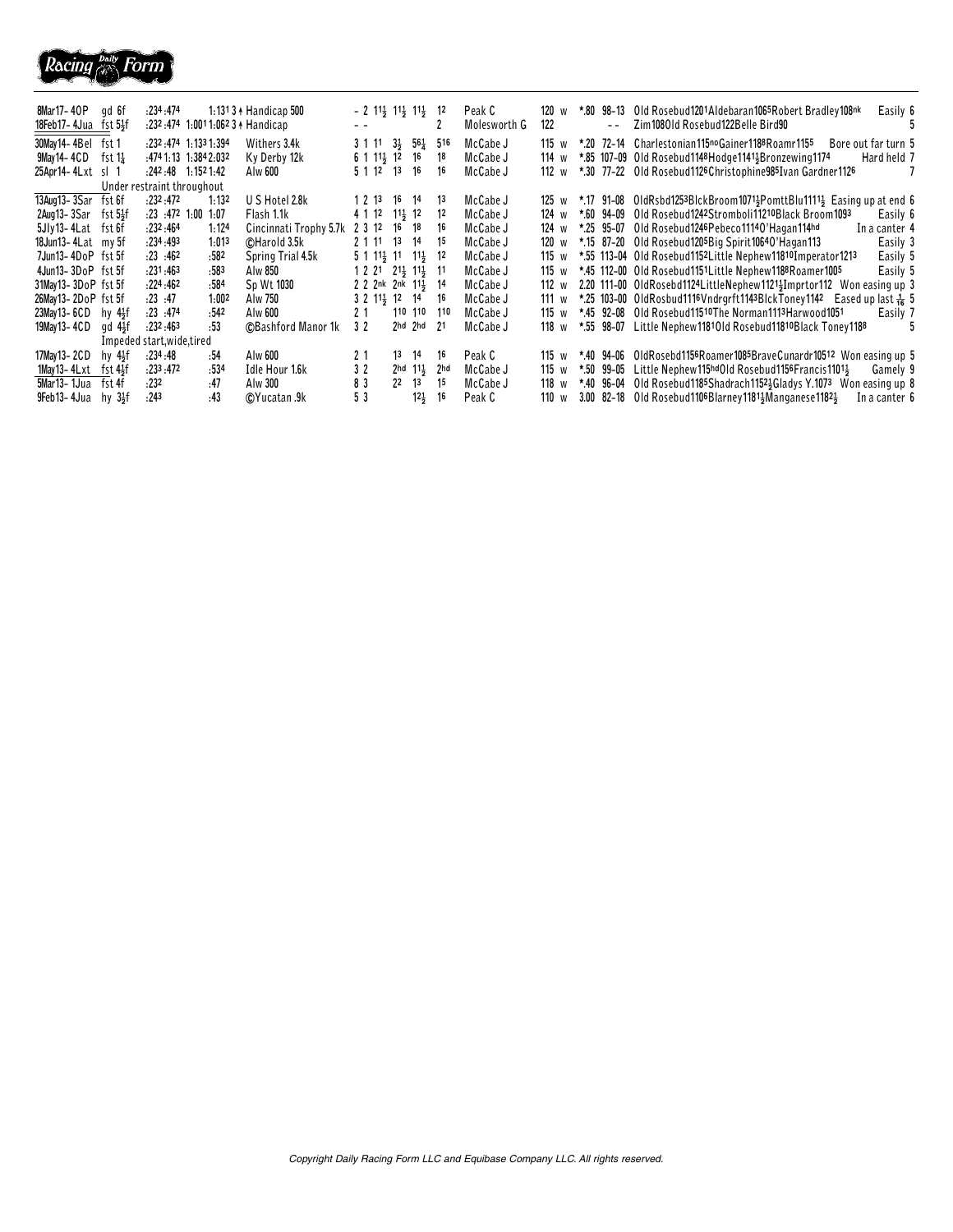| | | | | | | | | | | | |
|---|---|---|---|---|---|---|---|---|---|---|---|
| 8Mar17- 4OP | gd 6f | :234 :474 1:131 3↑ Handicap 500 | - 2 1½ 1½ 1½ 12 | Peak C | 120 w | *.80 | 98-13 | Old Rosebud1201Aldebaran1065Robert Bradley108nk | Easily | 6 |
| 18Feb17- 4Jua | fst 5½f | :232 :474 1:001 1:062 3↑ Handicap | - - 2 | Molesworth G | 122 | | - - | Zim108Old Rosebud122Belle Bird90 | | 5 |
| 30May14- 4Bel | fst 1 | :232 :474 1:133 1:394 Withers 3.4k | 3 1 11 3½ 56¼ 516 | McCabe J | 115 w | *.20 | 72-14 | Charlestonian115noGainer1188Roamr1155 | Bore out far turn | 5 |
| 9May14- 4CD | fst 1¼ | :474 1:13 1:384 2:032 Ky Derby 12k | 6 1 11½ 12 16 18 | McCabe J | 114 w | *.85 | 107-09 | Old Rosebud1148Hodge1141½Bronzewing1174 | Hard held | 7 |
| 25Apr14- 4Lxt | sl 1 | :242 :48 1:152 1:42 Alw 600 | 5 1 12 13 16 16 | McCabe J | 112 w | *.30 | 77-22 | Old Rosebud1126Christophine985Ivan Gardner1126 | | 7 |
| | | Under restraint throughout | | | | | | | | |
| 13Aug13- 3Sar | fst 6f | :232 :472 1:132 U S Hotel 2.8k | 1 2 13 16 14 13 | McCabe J | 125 w | *.17 | 91-08 | OldRsbd1253BlckBroom1071½PomttBlu1111½ | Easing up at end | 6 |
| 2Aug13- 3Sar | fst 5½f | :23 :472 1:00 1:07 Flash 1.1k | 4 1 12 11½ 12 12 | McCabe J | 124 w | *.60 | 94-09 | Old Rosebud1242Stromboli11210Black Broom1093 | Easily | 6 |
| 5Jly13- 4Lat | fst 6f | :232 :464 1:124 Cincinnati Trophy 5.7k | 2 3 12 16 18 16 | McCabe J | 124 w | *.25 | 95-07 | Old Rosebud1246Pebeco1114O'Hagan114hd | In a canter | 4 |
| 18Jun13- 4Lat | my 5f | :234 :493 1:013 ⓒHarold 3.5k | 2 1 11 13 14 15 | McCabe J | 120 w | *.15 | 87-20 | Old Rosebud1205Big Spirit1064O'Hagan113 | Easily | 3 |
| 7Jun13- 4DoP | fst 5f | :23 :462 :582 Spring Trial 4.5k | 5 1 11½ 11 11½ 12 | McCabe J | 115 w | *.55 | 113-04 | Old Rosebud1152Little Nephew11810Imperator1213 | Easily | 5 |
| 4Jun13- 3DoP | fst 5f | :231 :463 :583 Alw 850 | 1 2 21 21½ 11½ 11 | McCabe J | 115 w | *.45 | 112-00 | Old Rosebud1151Little Nephew1188Roamer1005 | Easily | 5 |
| 31May13- 3DoP | fst 5f | :224 :462 :584 Sp Wt 1030 | 2 2 2nk 2nk 11½ 14 | McCabe J | 112 w | 2.20 | 111-00 | OldRosebd1124LittleNephew1121½Imprtor112 | Won easing up | 3 |
| 26May13- 2DoP | fst 5f | :23 :47 1:002 Alw 750 | 3 2 11½ 12 14 16 | McCabe J | 111 w | *.25 | 103-00 | OldRosbud1116Vndrgrft1143BlckToney1142 | Eased up last 1/16 | 5 |
| 23May13- 6CD | hy 4½f | :23 :474 :542 Alw 600 | 2 1 110 110 110 | McCabe J | 115 w | *.45 | 92-08 | Old Rosebud11510The Norman1113Harwood1051 | Easily | 7 |
| 19May13- 4CD | gd 4½f | :232 :463 :53 ⓒBashford Manor 1k | 3 2 2hd 2hd 21 | McCabe J | 118 w | *.55 | 98-07 | Little Nephew1181Old Rosebud11810Black Toney1188 | | 5 |
| | | Impeded start,wide,tired | | | | | | | | |
| 17May13- 2CD | hy 4½f | :234 :48 :54 Alw 600 | 2 1 13 14 16 | Peak C | 115 w | *.40 | 94-06 | OldRosebd1156Roamer1085BraveCunardr10512 | Won easing up | 5 |
| 1May13- 4Lxt | fst 4½f | :233 :472 :534 Idle Hour 1.6k | 3 2 2hd 11½ 2hd | McCabe J | 115 w | *.50 | 99-05 | Little Nephew115hdOld Rosebud1156Francis1101½ | Gamely | 9 |
| 5Mar13- 1Jua | fst 4f | :232 :47 Alw 300 | 8 3 22 13 15 | McCabe J | 118 w | *.40 | 96-04 | Old Rosebud1185Shadrach1152½Gladys Y.1073 | Won easing up | 8 |
| 9Feb13- 4Jua | hy 3½f | :243 :43 ⓒYucatan .9k | 5 3 12½ 16 | Peak C | 110 w | 3.00 | 82-18 | Old Rosebud1106Blarney1181½Manganese1182½ | In a canter | 6 |

Copyright Daily Racing Form LLC and Equibase Company LLC. All rights reserved.